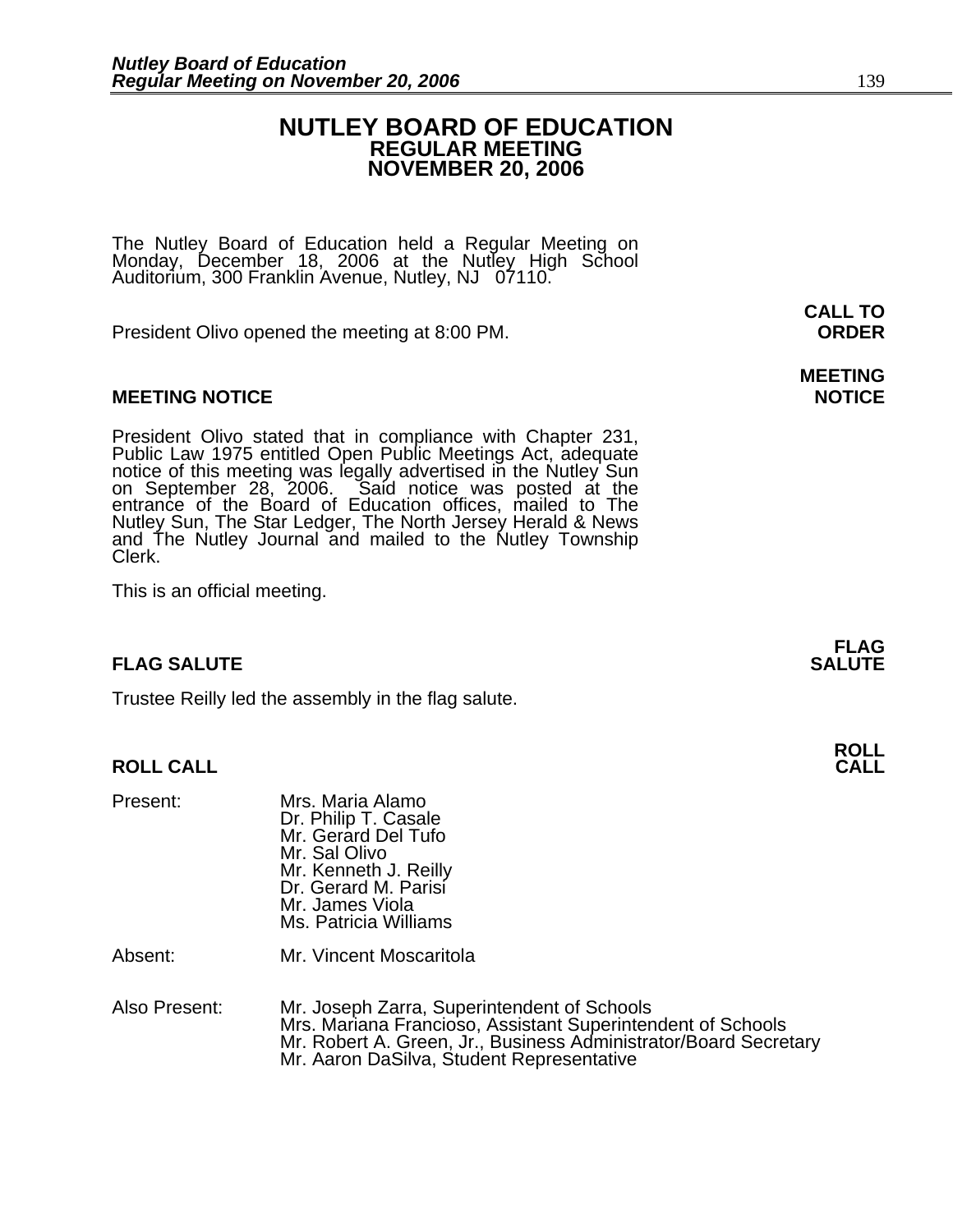# NUTLEY BOARD OF EDUCATION
## REGULAR MEETING
## NOVEMBER 20, 2006

The Nutley Board of Education held a Regular Meeting on Monday, December 18, 2006 at the Nutley High School Auditorium, 300 Franklin Avenue, Nutley, NJ 07110.

**CALL TO ORDER**

President Olivo opened the meeting at 8:00 PM.

**MEETING NOTICE**

President Olivo stated that in compliance with Chapter 231, Public Law 1975 entitled Open Public Meetings Act, adequate notice of this meeting was legally advertised in the Nutley Sun on September 28, 2006. Said notice was posted at the entrance of the Board of Education offices, mailed to The Nutley Sun, The Star Ledger, The North Jersey Herald & News and The Nutley Journal and mailed to the Nutley Township Clerk.

This is an official meeting.

**FLAG SALUTE**

Trustee Reilly led the assembly in the flag salute.

**ROLL CALL**

Present:
- Mrs. Maria Alamo
- Dr. Philip T. Casale
- Mr. Gerard Del Tufo
- Mr. Sal Olivo
- Mr. Kenneth J. Reilly
- Dr. Gerard M. Parisi
- Mr. James Viola
- Ms. Patricia Williams

Absent: Mr. Vincent Moscaritola

Also Present:
- Mr. Joseph Zarra, Superintendent of Schools
- Mrs. Mariana Francioso, Assistant Superintendent of Schools
- Mr. Robert A. Green, Jr., Business Administrator/Board Secretary
- Mr. Aaron DaSilva, Student Representative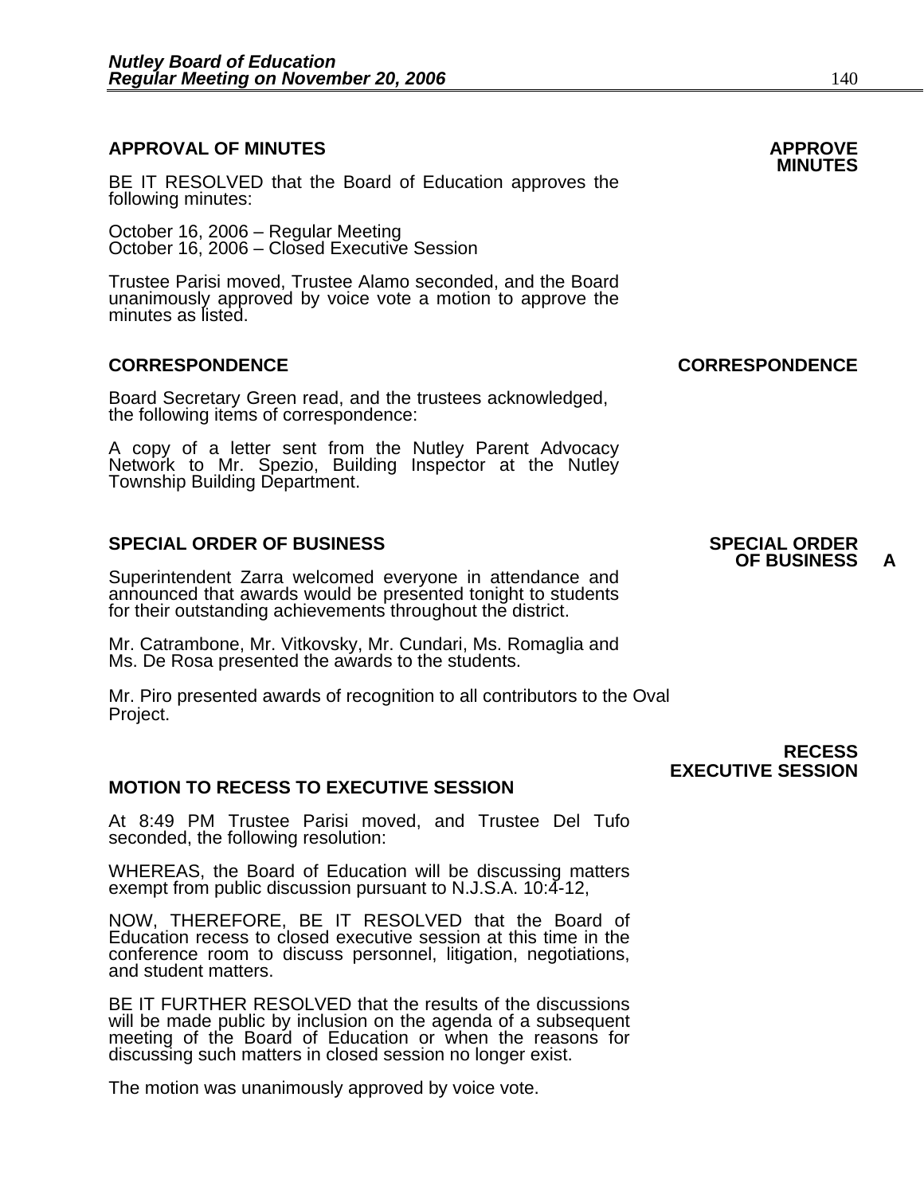**APPROVAL OF MINUTES** **APPROVE MINUTES**

BE IT RESOLVED that the Board of Education approves the following minutes:

October 16, 2006 – Regular Meeting
October 16, 2006 – Closed Executive Session

Trustee Parisi moved, Trustee Alamo seconded, and the Board unanimously approved by voice vote a motion to approve the minutes as listed.

**CORRESPONDENCE** **CORRESPONDENCE**

Board Secretary Green read, and the trustees acknowledged, the following items of correspondence:

A copy of a letter sent from the Nutley Parent Advocacy Network to Mr. Spezio, Building Inspector at the Nutley Township Building Department.

**SPECIAL ORDER OF BUSINESS** **SPECIAL ORDER OF BUSINESS A**

Superintendent Zarra welcomed everyone in attendance and announced that awards would be presented tonight to students for their outstanding achievements throughout the district.

Mr. Catrambone, Mr. Vitkovsky, Mr. Cundari, Ms. Romaglia and Ms. De Rosa presented the awards to the students.

Mr. Piro presented awards of recognition to all contributors to the Oval Project.

**RECESS EXECUTIVE SESSION**

**MOTION TO RECESS TO EXECUTIVE SESSION**

At 8:49 PM Trustee Parisi moved, and Trustee Del Tufo seconded, the following resolution:

WHEREAS, the Board of Education will be discussing matters exempt from public discussion pursuant to N.J.S.A. 10:4-12,

NOW, THEREFORE, BE IT RESOLVED that the Board of Education recess to closed executive session at this time in the conference room to discuss personnel, litigation, negotiations, and student matters.

BE IT FURTHER RESOLVED that the results of the discussions will be made public by inclusion on the agenda of a subsequent meeting of the Board of Education or when the reasons for discussing such matters in closed session no longer exist.

The motion was unanimously approved by voice vote.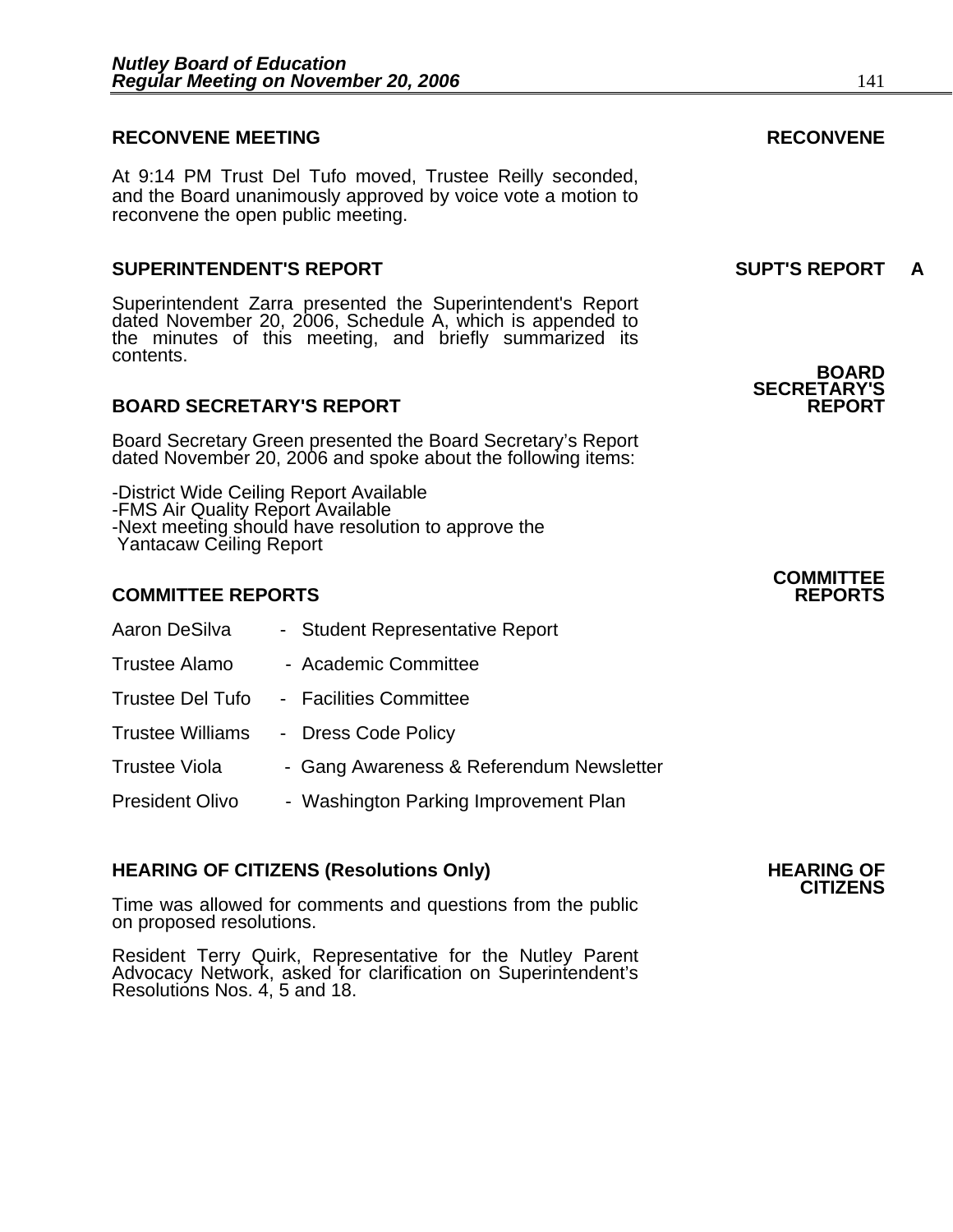## RECONVENE MEETING

**RECONVENE**

At 9:14 PM Trust Del Tufo moved, Trustee Reilly seconded, and the Board unanimously approved by voice vote a motion to reconvene the open public meeting.

## SUPERINTENDENT'S REPORT

**SUPT'S REPORT A**

Superintendent Zarra presented the Superintendent's Report dated November 20, 2006, Schedule A, which is appended to the minutes of this meeting, and briefly summarized its contents.

## BOARD SECRETARY'S REPORT

**BOARD SECRETARY'S REPORT**

Board Secretary Green presented the Board Secretary's Report dated November 20, 2006 and spoke about the following items:

-District Wide Ceiling Report Available
-FMS Air Quality Report Available
-Next meeting should have resolution to approve the Yantacaw Ceiling Report

## COMMITTEE REPORTS

**COMMITTEE REPORTS**

Aaron DeSilva - Student Representative Report

Trustee Alamo - Academic Committee

Trustee Del Tufo - Facilities Committee

Trustee Williams - Dress Code Policy

Trustee Viola - Gang Awareness & Referendum Newsletter

President Olivo - Washington Parking Improvement Plan

## HEARING OF CITIZENS (Resolutions Only)

**HEARING OF CITIZENS**

Time was allowed for comments and questions from the public on proposed resolutions.

Resident Terry Quirk, Representative for the Nutley Parent Advocacy Network, asked for clarification on Superintendent's Resolutions Nos. 4, 5 and 18.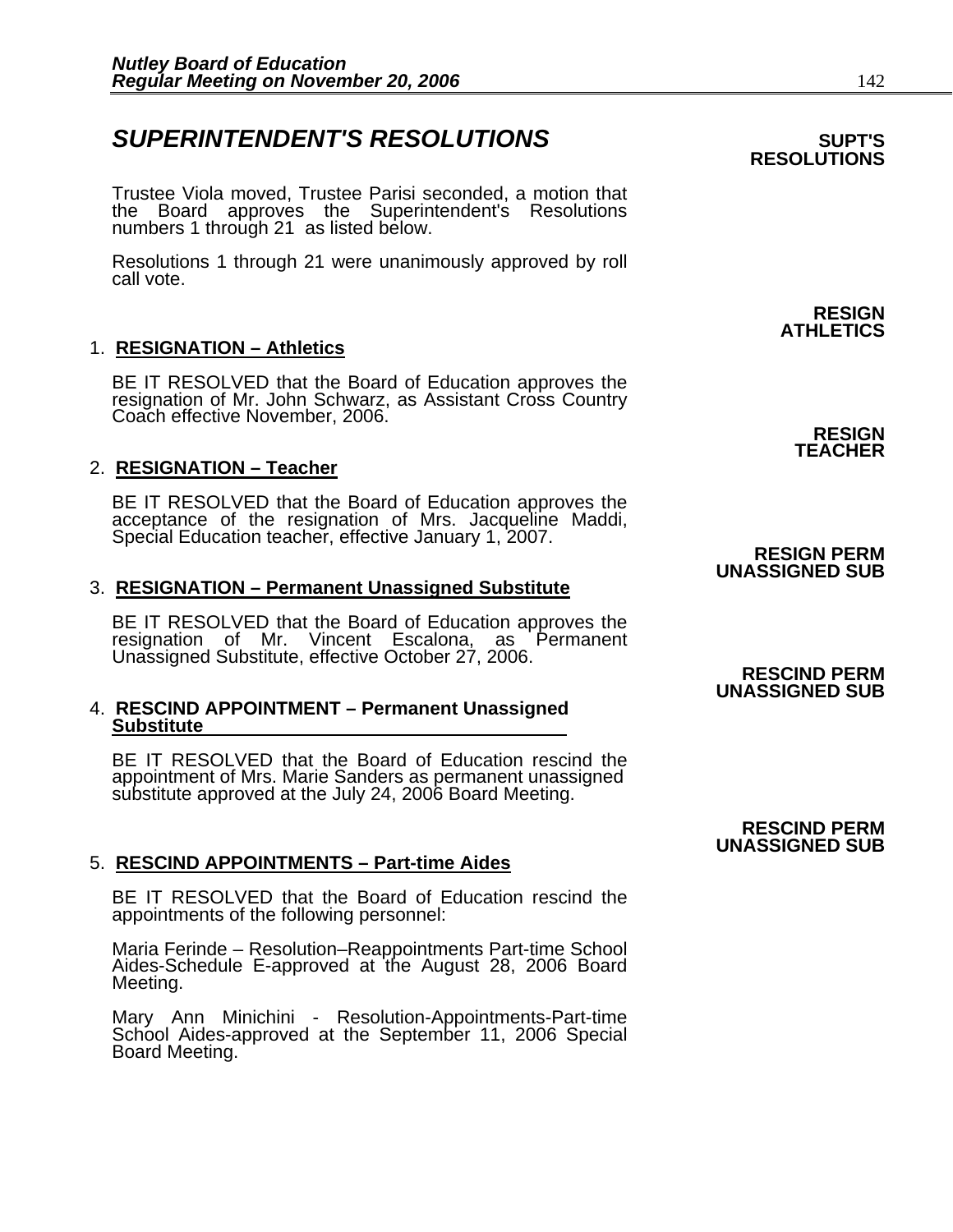## *SUPERINTENDENT'S RESOLUTIONS*

**SUPT'S RESOLUTIONS**

Trustee Viola moved, Trustee Parisi seconded, a motion that the Board approves the Superintendent's Resolutions numbers 1 through 21 as listed below.

Resolutions 1 through 21 were unanimously approved by roll call vote.

**RESIGN ATHLETICS**

1. **RESIGNATION – Athletics**

   BE IT RESOLVED that the Board of Education approves the resignation of Mr. John Schwarz, as Assistant Cross Country Coach effective November, 2006.

**RESIGN TEACHER**

2. **RESIGNATION – Teacher**

   BE IT RESOLVED that the Board of Education approves the acceptance of the resignation of Mrs. Jacqueline Maddi, Special Education teacher, effective January 1, 2007.

**RESIGN PERM UNASSIGNED SUB**

3. **RESIGNATION – Permanent Unassigned Substitute**

   BE IT RESOLVED that the Board of Education approves the resignation of Mr. Vincent Escalona, as Permanent Unassigned Substitute, effective October 27, 2006.

**RESCIND PERM UNASSIGNED SUB**

4. **RESCIND APPOINTMENT – Permanent Unassigned Substitute**

   BE IT RESOLVED that the Board of Education rescind the appointment of Mrs. Marie Sanders as permanent unassigned substitute approved at the July 24, 2006 Board Meeting.

**RESCIND PERM UNASSIGNED SUB**

5. **RESCIND APPOINTMENTS – Part-time Aides**

   BE IT RESOLVED that the Board of Education rescind the appointments of the following personnel:

   Maria Ferinde – Resolution–Reappointments Part-time School Aides-Schedule E-approved at the August 28, 2006 Board Meeting.

   Mary Ann Minichini - Resolution-Appointments-Part-time School Aides-approved at the September 11, 2006 Special Board Meeting.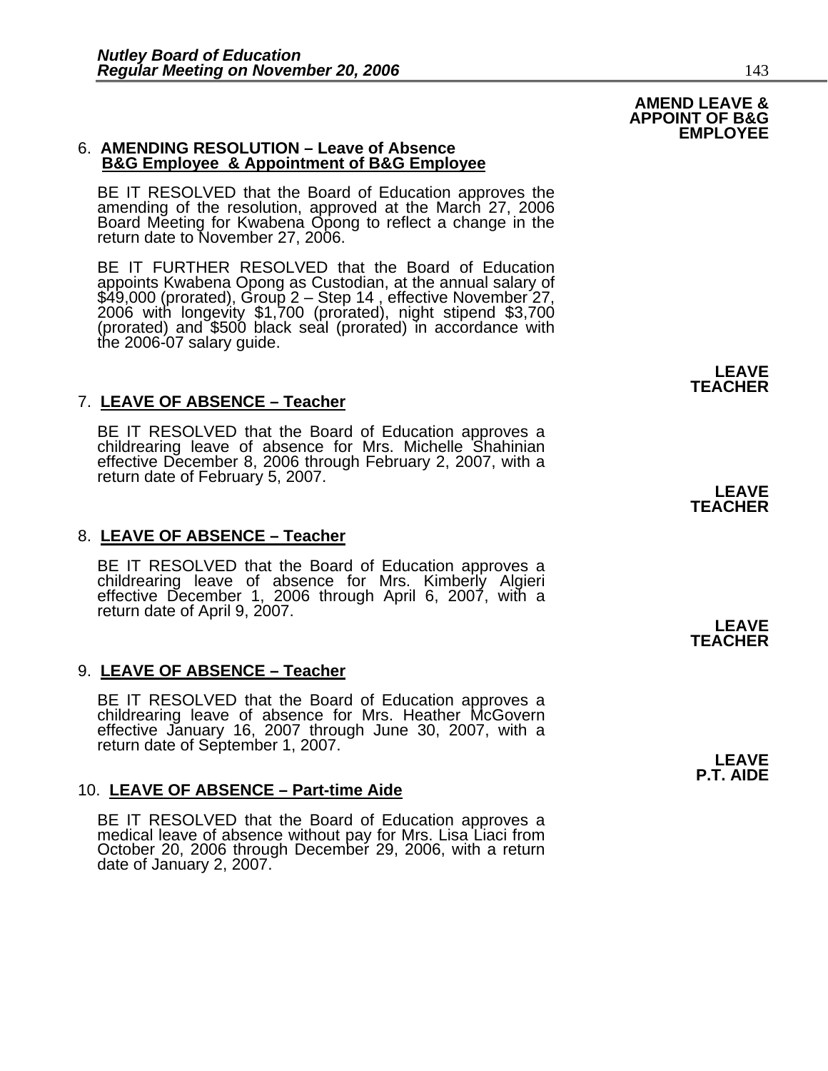**AMEND LEAVE & APPOINT OF B&G EMPLOYEE**

6. **AMENDING RESOLUTION – Leave of Absence B&G Employee & Appointment of B&G Employee**

   BE IT RESOLVED that the Board of Education approves the amending of the resolution, approved at the March 27, 2006 Board Meeting for Kwabena Opong to reflect a change in the return date to November 27, 2006.

   BE IT FURTHER RESOLVED that the Board of Education appoints Kwabena Opong as Custodian, at the annual salary of $49,000 (prorated), Group 2 – Step 14 , effective November 27, 2006 with longevity $1,700 (prorated), night stipend $3,700 (prorated) and $500 black seal (prorated) in accordance with the 2006-07 salary guide.

**LEAVE TEACHER**

7. **LEAVE OF ABSENCE – Teacher**

   BE IT RESOLVED that the Board of Education approves a childrearing leave of absence for Mrs. Michelle Shahinian effective December 8, 2006 through February 2, 2007, with a return date of February 5, 2007.

**LEAVE TEACHER**

8. **LEAVE OF ABSENCE – Teacher**

   BE IT RESOLVED that the Board of Education approves a childrearing leave of absence for Mrs. Kimberly Algieri effective December 1, 2006 through April 6, 2007, with a return date of April 9, 2007.

**LEAVE TEACHER**

9. **LEAVE OF ABSENCE – Teacher**

   BE IT RESOLVED that the Board of Education approves a childrearing leave of absence for Mrs. Heather McGovern effective January 16, 2007 through June 30, 2007, with a return date of September 1, 2007.

**LEAVE P.T. AIDE**

10. **LEAVE OF ABSENCE – Part-time Aide**

    BE IT RESOLVED that the Board of Education approves a medical leave of absence without pay for Mrs. Lisa Liaci from October 20, 2006 through December 29, 2006, with a return date of January 2, 2007.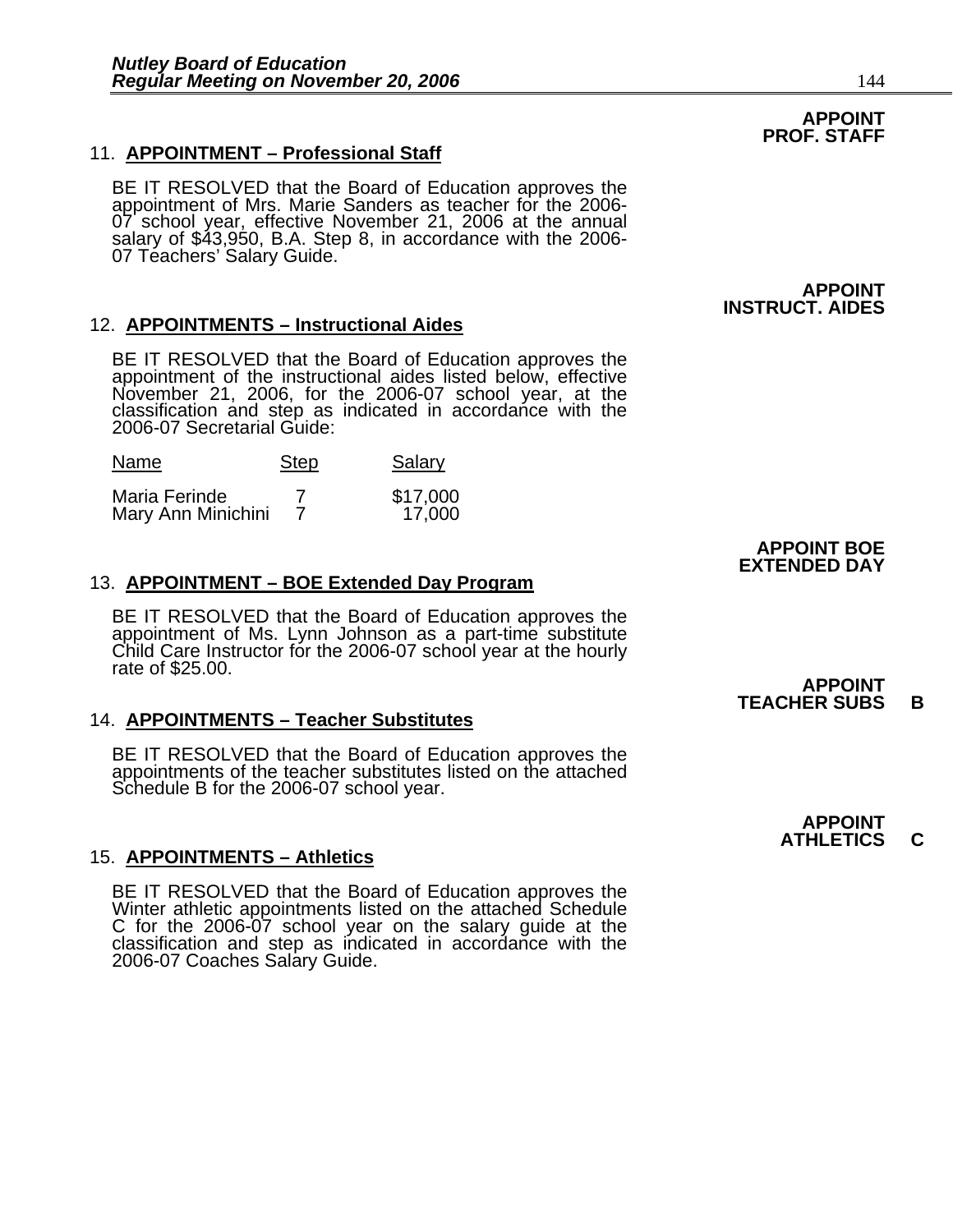**APPOINT PROF. STAFF**

11. **APPOINTMENT – Professional Staff**

BE IT RESOLVED that the Board of Education approves the appointment of Mrs. Marie Sanders as teacher for the 2006-07 school year, effective November 21, 2006 at the annual salary of $43,950, B.A. Step 8, in accordance with the 2006-07 Teachers' Salary Guide.

**APPOINT INSTRUCT. AIDES**

12. **APPOINTMENTS – Instructional Aides**

BE IT RESOLVED that the Board of Education approves the appointment of the instructional aides listed below, effective November 21, 2006, for the 2006-07 school year, at the classification and step as indicated in accordance with the 2006-07 Secretarial Guide:

| Name | Step | Salary |
| --- | --- | --- |
| Maria Ferinde | 7 | $17,000 |
| Mary Ann Minichini | 7 | 17,000 |

**APPOINT BOE EXTENDED DAY**

13. **APPOINTMENT – BOE Extended Day Program**

BE IT RESOLVED that the Board of Education approves the appointment of Ms. Lynn Johnson as a part-time substitute Child Care Instructor for the 2006-07 school year at the hourly rate of $25.00.

**APPOINT TEACHER SUBS B**

14. **APPOINTMENTS – Teacher Substitutes**

BE IT RESOLVED that the Board of Education approves the appointments of the teacher substitutes listed on the attached Schedule B for the 2006-07 school year.

**APPOINT ATHLETICS C**

15. **APPOINTMENTS – Athletics**

BE IT RESOLVED that the Board of Education approves the Winter athletic appointments listed on the attached Schedule C for the 2006-07 school year on the salary guide at the classification and step as indicated in accordance with the 2006-07 Coaches Salary Guide.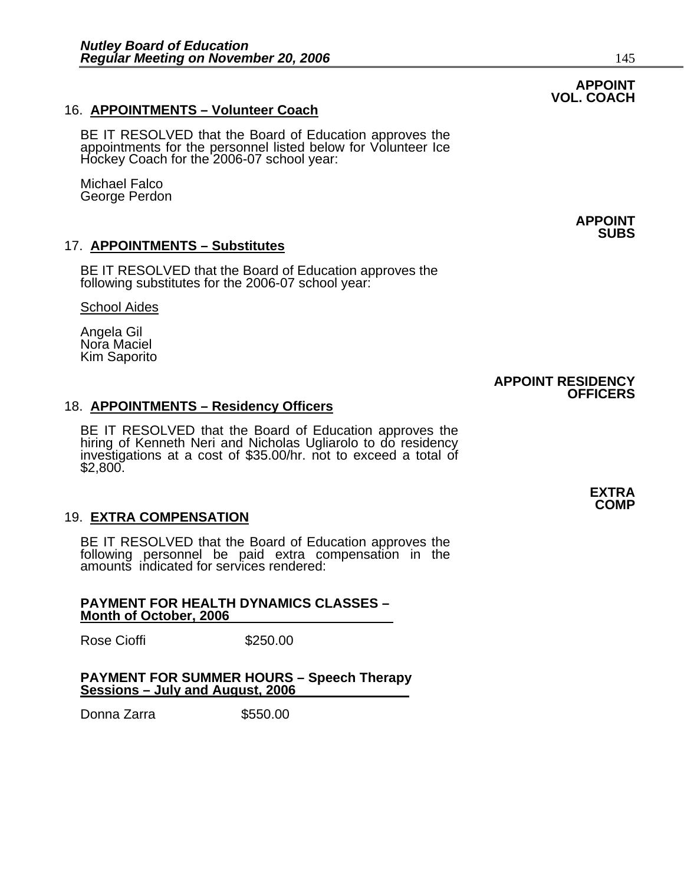**APPOINT VOL. COACH**

16. **APPOINTMENTS – Volunteer Coach**

BE IT RESOLVED that the Board of Education approves the appointments for the personnel listed below for Volunteer Ice Hockey Coach for the 2006-07 school year:

Michael Falco
George Perdon

**APPOINT SUBS**

17. **APPOINTMENTS – Substitutes**

BE IT RESOLVED that the Board of Education approves the following substitutes for the 2006-07 school year:

School Aides

Angela Gil
Nora Maciel
Kim Saporito

**APPOINT RESIDENCY OFFICERS**

18. **APPOINTMENTS – Residency Officers**

BE IT RESOLVED that the Board of Education approves the hiring of Kenneth Neri and Nicholas Ugliarolo to do residency investigations at a cost of $35.00/hr. not to exceed a total of $2,800.

**EXTRA COMP**

19. **EXTRA COMPENSATION**

BE IT RESOLVED that the Board of Education approves the following personnel be paid extra compensation in the amounts indicated for services rendered:

**PAYMENT FOR HEALTH DYNAMICS CLASSES – Month of October, 2006**

Rose Cioffi $250.00

**PAYMENT FOR SUMMER HOURS – Speech Therapy Sessions – July and August, 2006**

Donna Zarra $550.00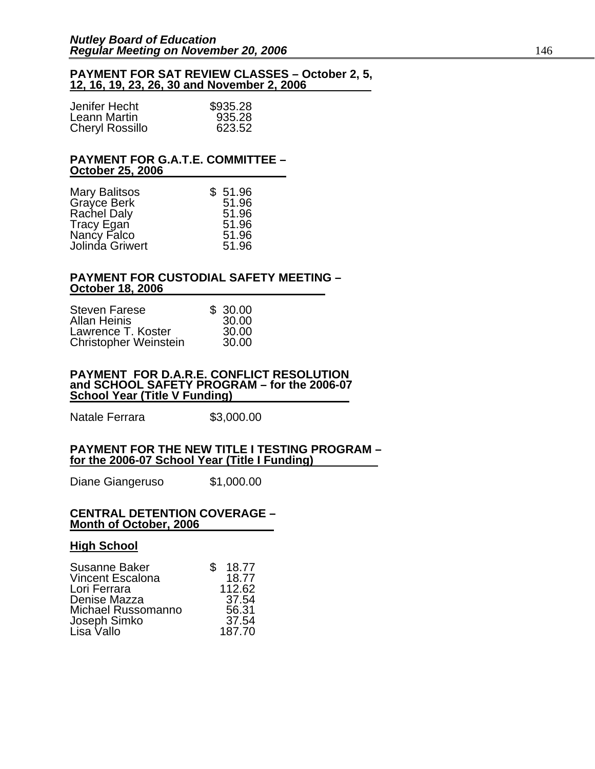**PAYMENT FOR SAT REVIEW CLASSES – October 2, 5, 12, 16, 19, 23, 26, 30 and November 2, 2006**

| | |
|---|---|
| Jenifer Hecht | $935.28 |
| Leann Martin | 935.28 |
| Cheryl Rossillo | 623.52 |

**PAYMENT FOR G.A.T.E. COMMITTEE – October 25, 2006**

| | |
|---|---|
| Mary Balitsos | $ 51.96 |
| Grayce Berk | 51.96 |
| Rachel Daly | 51.96 |
| Tracy Egan | 51.96 |
| Nancy Falco | 51.96 |
| Jolinda Griwert | 51.96 |

**PAYMENT FOR CUSTODIAL SAFETY MEETING – October 18, 2006**

| | |
|---|---|
| Steven Farese | $ 30.00 |
| Allan Heinis | 30.00 |
| Lawrence T. Koster | 30.00 |
| Christopher Weinstein | 30.00 |

**PAYMENT FOR D.A.R.E. CONFLICT RESOLUTION and SCHOOL SAFETY PROGRAM – for the 2006-07 School Year (Title V Funding)**

Natale Ferrara $3,000.00

**PAYMENT FOR THE NEW TITLE I TESTING PROGRAM – for the 2006-07 School Year (Title I Funding)**

Diane Giangeruso $1,000.00

**CENTRAL DETENTION COVERAGE – Month of October, 2006**

**High School**

| | |
|---|---|
| Susanne Baker | $ 18.77 |
| Vincent Escalona | 18.77 |
| Lori Ferrara | 112.62 |
| Denise Mazza | 37.54 |
| Michael Russomanno | 56.31 |
| Joseph Simko | 37.54 |
| Lisa Vallo | 187.70 |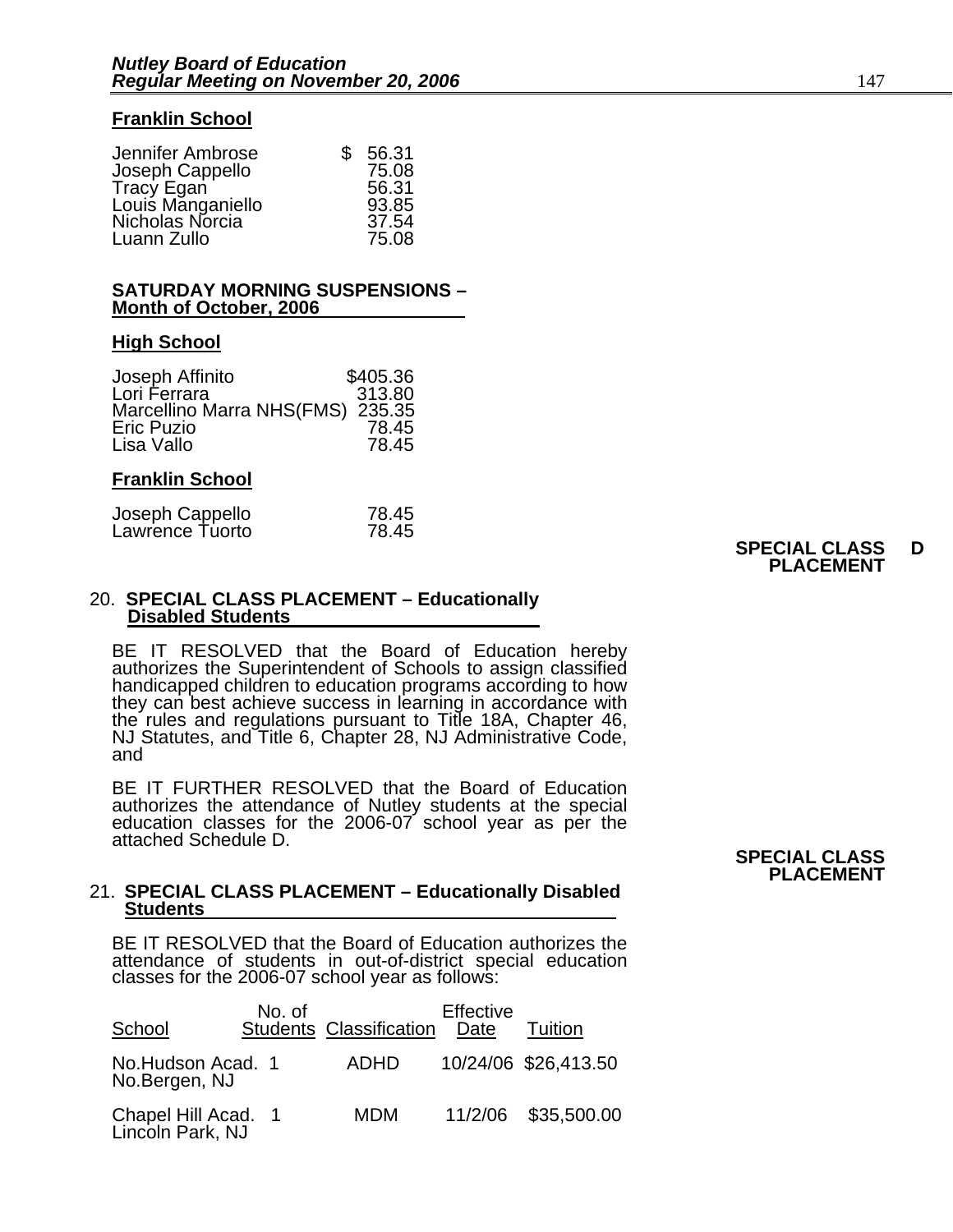**Franklin School**

| | |
|---|---|
| Jennifer Ambrose | $ 56.31 |
| Joseph Cappello | 75.08 |
| Tracy Egan | 56.31 |
| Louis Manganiello | 93.85 |
| Nicholas Norcia | 37.54 |
| Luann Zullo | 75.08 |

**SATURDAY MORNING SUSPENSIONS – Month of October, 2006**

**High School**

| | |
|---|---|
| Joseph Affinito | $405.36 |
| Lori Ferrara | 313.80 |
| Marcellino Marra NHS(FMS) | 235.35 |
| Eric Puzio | 78.45 |
| Lisa Vallo | 78.45 |

**Franklin School**

| | |
|---|---|
| Joseph Cappello | 78.45 |
| Lawrence Tuorto | 78.45 |

**SPECIAL CLASS PLACEMENT D**

20. **SPECIAL CLASS PLACEMENT – Educationally Disabled Students**

BE IT RESOLVED that the Board of Education hereby authorizes the Superintendent of Schools to assign classified handicapped children to education programs according to how they can best achieve success in learning in accordance with the rules and regulations pursuant to Title 18A, Chapter 46, NJ Statutes, and Title 6, Chapter 28, NJ Administrative Code, and

BE IT FURTHER RESOLVED that the Board of Education authorizes the attendance of Nutley students at the special education classes for the 2006-07 school year as per the attached Schedule D.

**SPECIAL CLASS PLACEMENT**

21. **SPECIAL CLASS PLACEMENT – Educationally Disabled Students**

BE IT RESOLVED that the Board of Education authorizes the attendance of students in out-of-district special education classes for the 2006-07 school year as follows:

| School | No. of Students | Classification | Effective Date | Tuition |
|---|---|---|---|---|
| No.Hudson Acad. No.Bergen, NJ | 1 | ADHD | 10/24/06 | $26,413.50 |
| Chapel Hill Acad. Lincoln Park, NJ | 1 | MDM | 11/2/06 | $35,500.00 |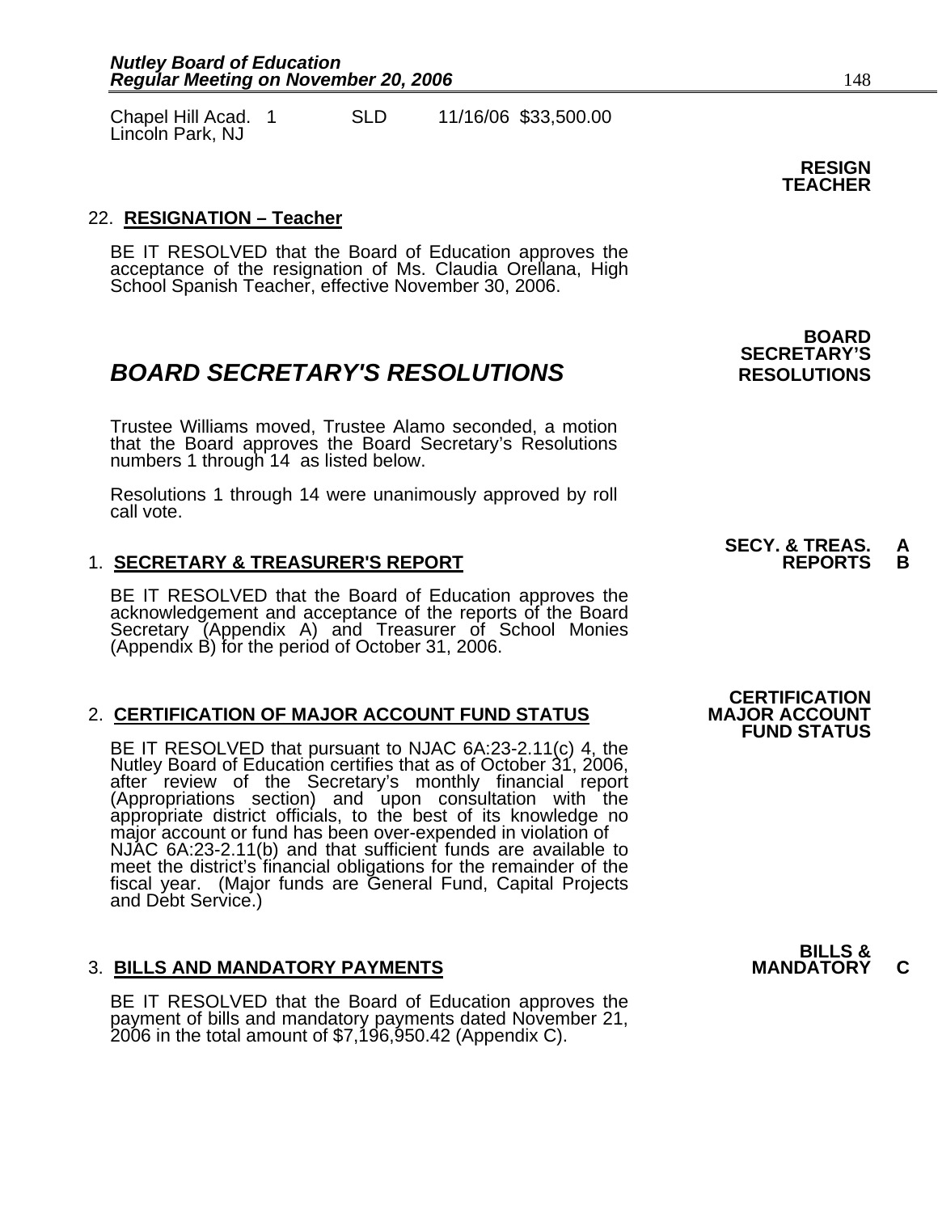| Chapel Hill Acad. Lincoln Park, NJ | 1 | SLD | 11/16/06 | $33,500.00 |
|---|---|---|---|---|

**RESIGN TEACHER**

22. **RESIGNATION – Teacher**

BE IT RESOLVED that the Board of Education approves the acceptance of the resignation of Ms. Claudia Orellana, High School Spanish Teacher, effective November 30, 2006.

**BOARD SECRETARY'S RESOLUTIONS**

## *BOARD SECRETARY'S RESOLUTIONS*

Trustee Williams moved, Trustee Alamo seconded, a motion that the Board approves the Board Secretary's Resolutions numbers 1 through 14 as listed below.

Resolutions 1 through 14 were unanimously approved by roll call vote.

**SECY. & TREAS. REPORTS A B**

1. **SECRETARY & TREASURER'S REPORT**

BE IT RESOLVED that the Board of Education approves the acknowledgement and acceptance of the reports of the Board Secretary (Appendix A) and Treasurer of School Monies (Appendix B) for the period of October 31, 2006.

**CERTIFICATION MAJOR ACCOUNT FUND STATUS**

2. **CERTIFICATION OF MAJOR ACCOUNT FUND STATUS**

BE IT RESOLVED that pursuant to NJAC 6A:23-2.11(c) 4, the Nutley Board of Education certifies that as of October 31, 2006, after review of the Secretary's monthly financial report (Appropriations section) and upon consultation with the appropriate district officials, to the best of its knowledge no major account or fund has been over-expended in violation of NJAC 6A:23-2.11(b) and that sufficient funds are available to meet the district's financial obligations for the remainder of the fiscal year. (Major funds are General Fund, Capital Projects and Debt Service.)

**BILLS & MANDATORY C**

3. **BILLS AND MANDATORY PAYMENTS**

BE IT RESOLVED that the Board of Education approves the payment of bills and mandatory payments dated November 21, 2006 in the total amount of $7,196,950.42 (Appendix C).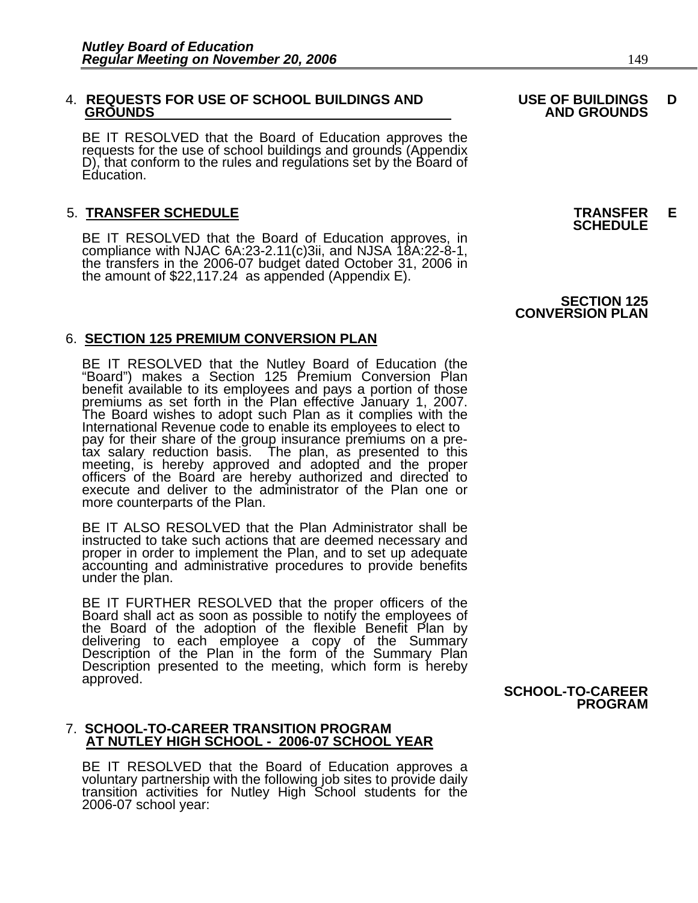4. **REQUESTS FOR USE OF SCHOOL BUILDINGS AND GROUNDS**

**USE OF BUILDINGS AND GROUNDS** **D**

BE IT RESOLVED that the Board of Education approves the requests for the use of school buildings and grounds (Appendix D), that conform to the rules and regulations set by the Board of Education.

5. **TRANSFER SCHEDULE**

**TRANSFER SCHEDULE** **E**

BE IT RESOLVED that the Board of Education approves, in compliance with NJAC 6A:23-2.11(c)3ii, and NJSA 18A:22-8-1, the transfers in the 2006-07 budget dated October 31, 2006 in the amount of $22,117.24 as appended (Appendix E).

**SECTION 125 CONVERSION PLAN**

6. **SECTION 125 PREMIUM CONVERSION PLAN**

BE IT RESOLVED that the Nutley Board of Education (the "Board") makes a Section 125 Premium Conversion Plan benefit available to its employees and pays a portion of those premiums as set forth in the Plan effective January 1, 2007. The Board wishes to adopt such Plan as it complies with the International Revenue code to enable its employees to elect to pay for their share of the group insurance premiums on a pre-tax salary reduction basis. The plan, as presented to this meeting, is hereby approved and adopted and the proper officers of the Board are hereby authorized and directed to execute and deliver to the administrator of the Plan one or more counterparts of the Plan.

BE IT ALSO RESOLVED that the Plan Administrator shall be instructed to take such actions that are deemed necessary and proper in order to implement the Plan, and to set up adequate accounting and administrative procedures to provide benefits under the plan.

BE IT FURTHER RESOLVED that the proper officers of the Board shall act as soon as possible to notify the employees of the Board of the adoption of the flexible Benefit Plan by delivering to each employee a copy of the Summary Description of the Plan in the form of the Summary Plan Description presented to the meeting, which form is hereby approved.

**SCHOOL-TO-CAREER PROGRAM**

7. **SCHOOL-TO-CAREER TRANSITION PROGRAM AT NUTLEY HIGH SCHOOL - 2006-07 SCHOOL YEAR**

BE IT RESOLVED that the Board of Education approves a voluntary partnership with the following job sites to provide daily transition activities for Nutley High School students for the 2006-07 school year: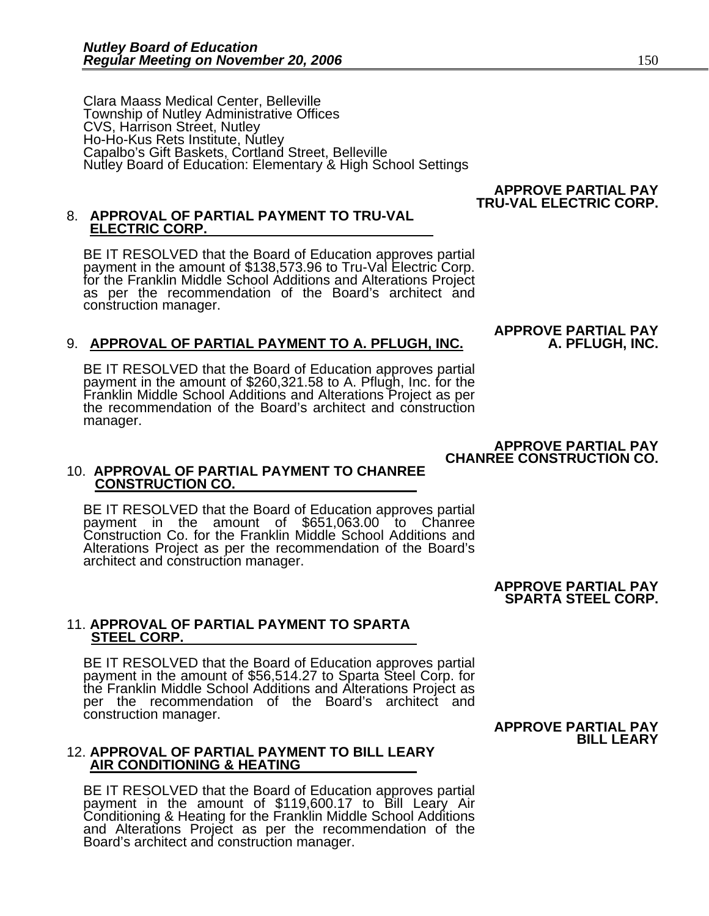Clara Maass Medical Center, Belleville
Township of Nutley Administrative Offices
CVS, Harrison Street, Nutley
Ho-Ho-Kus Rets Institute, Nutley
Capalbo's Gift Baskets, Cortland Street, Belleville
Nutley Board of Education: Elementary & High School Settings

**APPROVE PARTIAL PAY TRU-VAL ELECTRIC CORP.**

8. **APPROVAL OF PARTIAL PAYMENT TO TRU-VAL ELECTRIC CORP.**

BE IT RESOLVED that the Board of Education approves partial payment in the amount of $138,573.96 to Tru-Val Electric Corp. for the Franklin Middle School Additions and Alterations Project as per the recommendation of the Board's architect and construction manager.

**APPROVE PARTIAL PAY A. PFLUGH, INC.**

9. **APPROVAL OF PARTIAL PAYMENT TO A. PFLUGH, INC.**

BE IT RESOLVED that the Board of Education approves partial payment in the amount of $260,321.58 to A. Pflugh, Inc. for the Franklin Middle School Additions and Alterations Project as per the recommendation of the Board's architect and construction manager.

**APPROVE PARTIAL PAY CHANREE CONSTRUCTION CO.**

10. **APPROVAL OF PARTIAL PAYMENT TO CHANREE CONSTRUCTION CO.**

BE IT RESOLVED that the Board of Education approves partial payment in the amount of $651,063.00 to Chanree Construction Co. for the Franklin Middle School Additions and Alterations Project as per the recommendation of the Board's architect and construction manager.

**APPROVE PARTIAL PAY SPARTA STEEL CORP.**

11. **APPROVAL OF PARTIAL PAYMENT TO SPARTA STEEL CORP.**

BE IT RESOLVED that the Board of Education approves partial payment in the amount of $56,514.27 to Sparta Steel Corp. for the Franklin Middle School Additions and Alterations Project as per the recommendation of the Board's architect and construction manager.

**APPROVE PARTIAL PAY BILL LEARY**

12. **APPROVAL OF PARTIAL PAYMENT TO BILL LEARY AIR CONDITIONING & HEATING**

BE IT RESOLVED that the Board of Education approves partial payment in the amount of $119,600.17 to Bill Leary Air Conditioning & Heating for the Franklin Middle School Additions and Alterations Project as per the recommendation of the Board's architect and construction manager.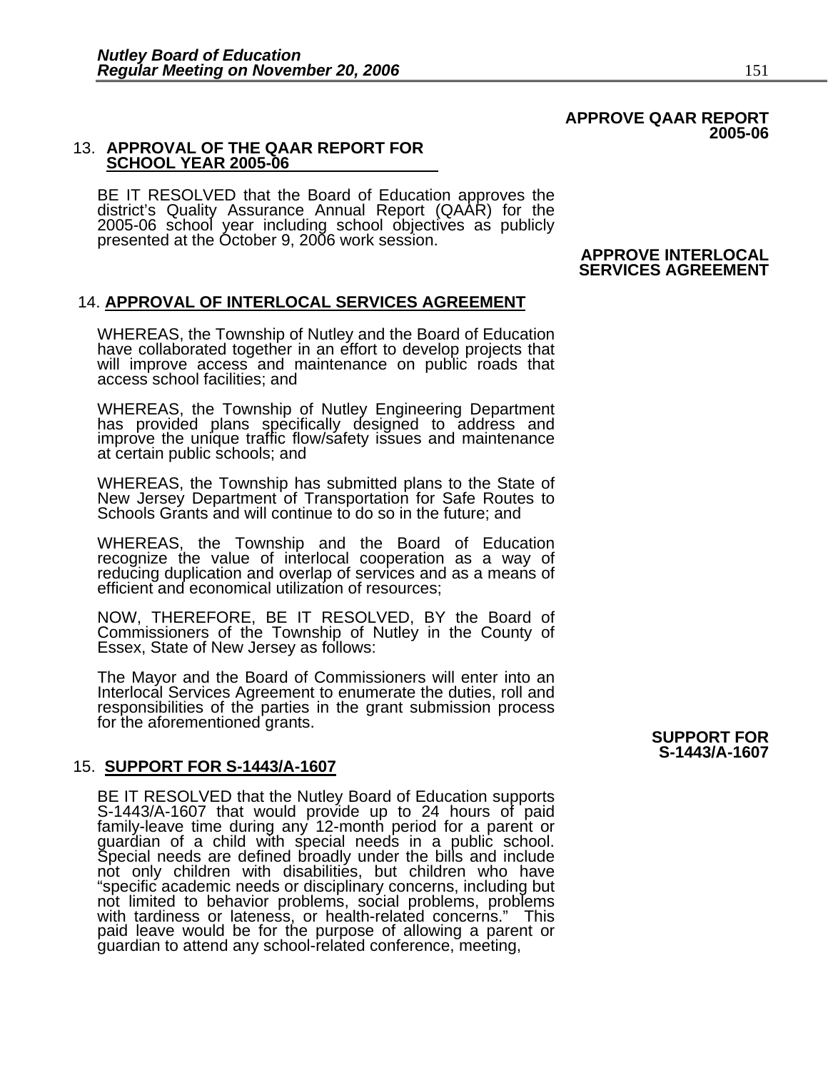**APPROVE QAAR REPORT 2005-06**

13. **APPROVAL OF THE QAAR REPORT FOR SCHOOL YEAR 2005-06**

BE IT RESOLVED that the Board of Education approves the district's Quality Assurance Annual Report (QAAR) for the 2005-06 school year including school objectives as publicly presented at the October 9, 2006 work session.

**APPROVE INTERLOCAL SERVICES AGREEMENT**

14. **APPROVAL OF INTERLOCAL SERVICES AGREEMENT**

WHEREAS, the Township of Nutley and the Board of Education have collaborated together in an effort to develop projects that will improve access and maintenance on public roads that access school facilities; and

WHEREAS, the Township of Nutley Engineering Department has provided plans specifically designed to address and improve the unique traffic flow/safety issues and maintenance at certain public schools; and

WHEREAS, the Township has submitted plans to the State of New Jersey Department of Transportation for Safe Routes to Schools Grants and will continue to do so in the future; and

WHEREAS, the Township and the Board of Education recognize the value of interlocal cooperation as a way of reducing duplication and overlap of services and as a means of efficient and economical utilization of resources;

NOW, THEREFORE, BE IT RESOLVED, BY the Board of Commissioners of the Township of Nutley in the County of Essex, State of New Jersey as follows:

The Mayor and the Board of Commissioners will enter into an Interlocal Services Agreement to enumerate the duties, roll and responsibilities of the parties in the grant submission process for the aforementioned grants.

**SUPPORT FOR S-1443/A-1607**

15. **SUPPORT FOR S-1443/A-1607**

BE IT RESOLVED that the Nutley Board of Education supports S-1443/A-1607 that would provide up to 24 hours of paid family-leave time during any 12-month period for a parent or guardian of a child with special needs in a public school. Special needs are defined broadly under the bills and include not only children with disabilities, but children who have "specific academic needs or disciplinary concerns, including but not limited to behavior problems, social problems, problems with tardiness or lateness, or health-related concerns." This paid leave would be for the purpose of allowing a parent or guardian to attend any school-related conference, meeting,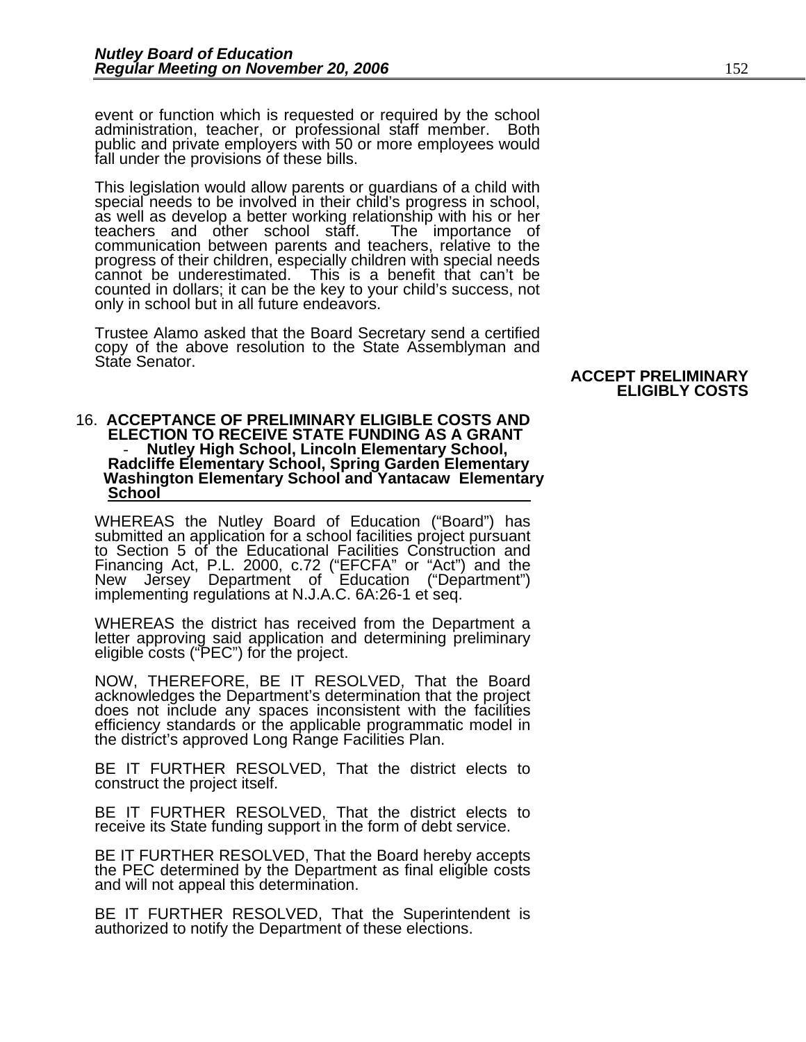event or function which is requested or required by the school administration, teacher, or professional staff member. Both public and private employers with 50 or more employees would fall under the provisions of these bills.

This legislation would allow parents or guardians of a child with special needs to be involved in their child's progress in school, as well as develop a better working relationship with his or her teachers and other school staff. The importance of communication between parents and teachers, relative to the progress of their children, especially children with special needs cannot be underestimated. This is a benefit that can't be counted in dollars; it can be the key to your child's success, not only in school but in all future endeavors.

Trustee Alamo asked that the Board Secretary send a certified copy of the above resolution to the State Assemblyman and State Senator.

**ACCEPT PRELIMINARY ELIGIBLY COSTS**

16. **ACCEPTANCE OF PRELIMINARY ELIGIBLE COSTS AND ELECTION TO RECEIVE STATE FUNDING AS A GRANT - Nutley High School, Lincoln Elementary School, Radcliffe Elementary School, Spring Garden Elementary Washington Elementary School and Yantacaw Elementary School**

WHEREAS the Nutley Board of Education ("Board") has submitted an application for a school facilities project pursuant to Section 5 of the Educational Facilities Construction and Financing Act, P.L. 2000, c.72 ("EFCFA" or "Act") and the New Jersey Department of Education ("Department") implementing regulations at N.J.A.C. 6A:26-1 et seq.

WHEREAS the district has received from the Department a letter approving said application and determining preliminary eligible costs ("PEC") for the project.

NOW, THEREFORE, BE IT RESOLVED, That the Board acknowledges the Department's determination that the project does not include any spaces inconsistent with the facilities efficiency standards or the applicable programmatic model in the district's approved Long Range Facilities Plan.

BE IT FURTHER RESOLVED, That the district elects to construct the project itself.

BE IT FURTHER RESOLVED, That the district elects to receive its State funding support in the form of debt service.

BE IT FURTHER RESOLVED, That the Board hereby accepts the PEC determined by the Department as final eligible costs and will not appeal this determination.

BE IT FURTHER RESOLVED, That the Superintendent is authorized to notify the Department of these elections.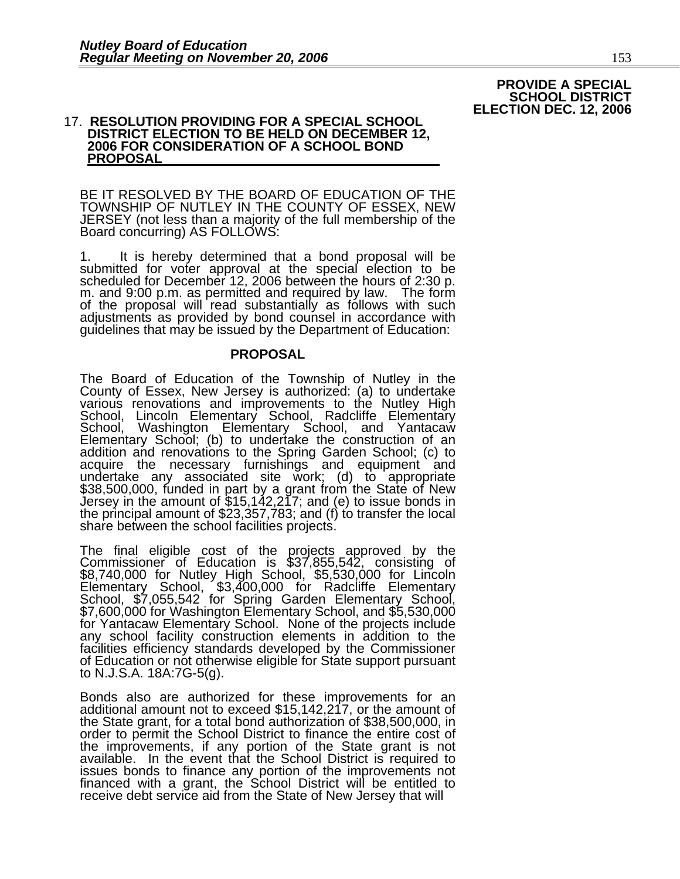**PROVIDE A SPECIAL SCHOOL DISTRICT ELECTION DEC. 12, 2006**

17. **RESOLUTION PROVIDING FOR A SPECIAL SCHOOL DISTRICT ELECTION TO BE HELD ON DECEMBER 12, 2006 FOR CONSIDERATION OF A SCHOOL BOND PROPOSAL**

BE IT RESOLVED BY THE BOARD OF EDUCATION OF THE TOWNSHIP OF NUTLEY IN THE COUNTY OF ESSEX, NEW JERSEY (not less than a majority of the full membership of the Board concurring) AS FOLLOWS:

1. It is hereby determined that a bond proposal will be submitted for voter approval at the special election to be scheduled for December 12, 2006 between the hours of 2:30 p. m. and 9:00 p.m. as permitted and required by law. The form of the proposal will read substantially as follows with such adjustments as provided by bond counsel in accordance with guidelines that may be issued by the Department of Education:

**PROPOSAL**

The Board of Education of the Township of Nutley in the County of Essex, New Jersey is authorized: (a) to undertake various renovations and improvements to the Nutley High School, Lincoln Elementary School, Radcliffe Elementary School, Washington Elementary School, and Yantacaw Elementary School; (b) to undertake the construction of an addition and renovations to the Spring Garden School; (c) to acquire the necessary furnishings and equipment and undertake any associated site work; (d) to appropriate $38,500,000, funded in part by a grant from the State of New Jersey in the amount of $15,142,217; and (e) to issue bonds in the principal amount of $23,357,783; and (f) to transfer the local share between the school facilities projects.

The final eligible cost of the projects approved by the Commissioner of Education is $37,855,542, consisting of $8,740,000 for Nutley High School, $5,530,000 for Lincoln Elementary School, $3,400,000 for Radcliffe Elementary School, $7,055,542 for Spring Garden Elementary School, $7,600,000 for Washington Elementary School, and $5,530,000 for Yantacaw Elementary School. None of the projects include any school facility construction elements in addition to the facilities efficiency standards developed by the Commissioner of Education or not otherwise eligible for State support pursuant to N.J.S.A. 18A:7G-5(g).

Bonds also are authorized for these improvements for an additional amount not to exceed $15,142,217, or the amount of the State grant, for a total bond authorization of $38,500,000, in order to permit the School District to finance the entire cost of the improvements, if any portion of the State grant is not available. In the event that the School District is required to issues bonds to finance any portion of the improvements not financed with a grant, the School District will be entitled to receive debt service aid from the State of New Jersey that will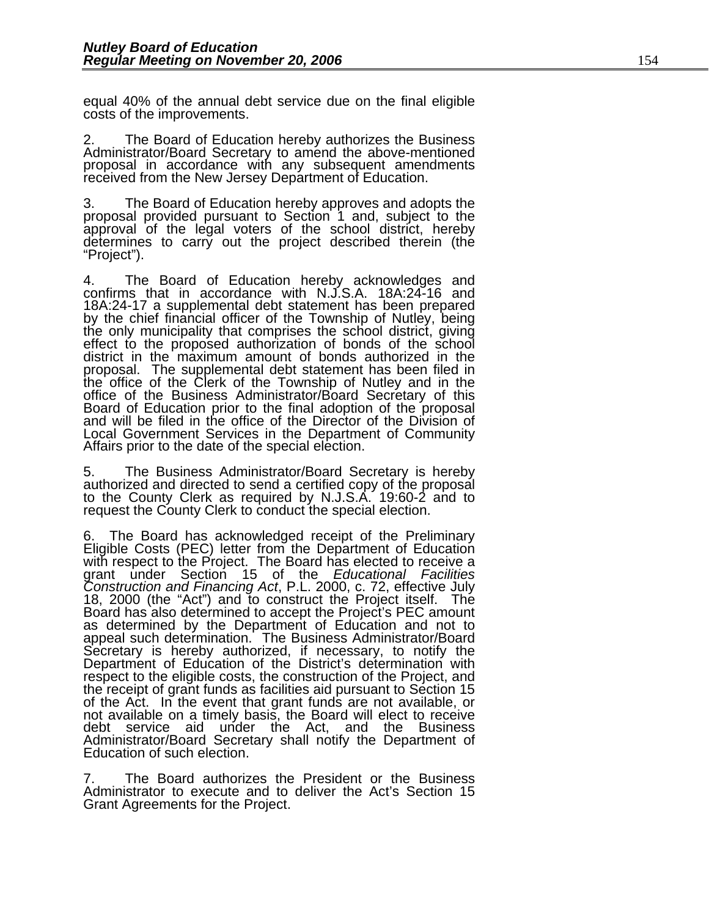equal 40% of the annual debt service due on the final eligible costs of the improvements.

2. The Board of Education hereby authorizes the Business Administrator/Board Secretary to amend the above-mentioned proposal in accordance with any subsequent amendments received from the New Jersey Department of Education.

3. The Board of Education hereby approves and adopts the proposal provided pursuant to Section 1 and, subject to the approval of the legal voters of the school district, hereby determines to carry out the project described therein (the "Project").

4. The Board of Education hereby acknowledges and confirms that in accordance with N.J.S.A. 18A:24-16 and 18A:24-17 a supplemental debt statement has been prepared by the chief financial officer of the Township of Nutley, being the only municipality that comprises the school district, giving effect to the proposed authorization of bonds of the school district in the maximum amount of bonds authorized in the proposal. The supplemental debt statement has been filed in the office of the Clerk of the Township of Nutley and in the office of the Business Administrator/Board Secretary of this Board of Education prior to the final adoption of the proposal and will be filed in the office of the Director of the Division of Local Government Services in the Department of Community Affairs prior to the date of the special election.

5. The Business Administrator/Board Secretary is hereby authorized and directed to send a certified copy of the proposal to the County Clerk as required by N.J.S.A. 19:60-2 and to request the County Clerk to conduct the special election.

6. The Board has acknowledged receipt of the Preliminary Eligible Costs (PEC) letter from the Department of Education with respect to the Project. The Board has elected to receive a grant under Section 15 of the *Educational Facilities Construction and Financing Act*, P.L. 2000, c. 72, effective July 18, 2000 (the "Act") and to construct the Project itself. The Board has also determined to accept the Project's PEC amount as determined by the Department of Education and not to appeal such determination. The Business Administrator/Board Secretary is hereby authorized, if necessary, to notify the Department of Education of the District's determination with respect to the eligible costs, the construction of the Project, and the receipt of grant funds as facilities aid pursuant to Section 15 of the Act. In the event that grant funds are not available, or not available on a timely basis, the Board will elect to receive debt service aid under the Act, and the Business Administrator/Board Secretary shall notify the Department of Education of such election.

7. The Board authorizes the President or the Business Administrator to execute and to deliver the Act's Section 15 Grant Agreements for the Project.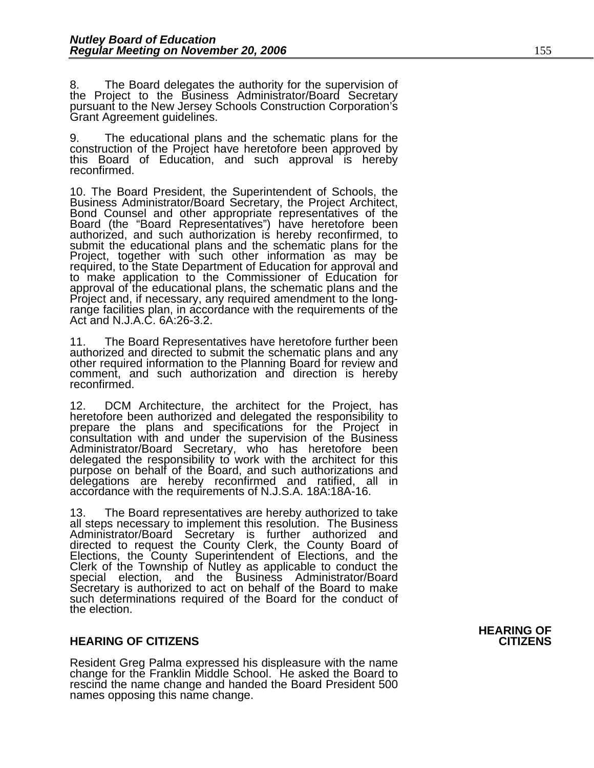8. The Board delegates the authority for the supervision of the Project to the Business Administrator/Board Secretary pursuant to the New Jersey Schools Construction Corporation's Grant Agreement guidelines.

9. The educational plans and the schematic plans for the construction of the Project have heretofore been approved by this Board of Education, and such approval is hereby reconfirmed.

10. The Board President, the Superintendent of Schools, the Business Administrator/Board Secretary, the Project Architect, Bond Counsel and other appropriate representatives of the Board (the "Board Representatives") have heretofore been authorized, and such authorization is hereby reconfirmed, to submit the educational plans and the schematic plans for the Project, together with such other information as may be required, to the State Department of Education for approval and to make application to the Commissioner of Education for approval of the educational plans, the schematic plans and the Project and, if necessary, any required amendment to the long-range facilities plan, in accordance with the requirements of the Act and N.J.A.C. 6A:26-3.2.

11. The Board Representatives have heretofore further been authorized and directed to submit the schematic plans and any other required information to the Planning Board for review and comment, and such authorization and direction is hereby reconfirmed.

12. DCM Architecture, the architect for the Project, has heretofore been authorized and delegated the responsibility to prepare the plans and specifications for the Project in consultation with and under the supervision of the Business Administrator/Board Secretary, who has heretofore been delegated the responsibility to work with the architect for this purpose on behalf of the Board, and such authorizations and delegations are hereby reconfirmed and ratified, all in accordance with the requirements of N.J.S.A. 18A:18A-16.

13. The Board representatives are hereby authorized to take all steps necessary to implement this resolution. The Business Administrator/Board Secretary is further authorized and directed to request the County Clerk, the County Board of Elections, the County Superintendent of Elections, and the Clerk of the Township of Nutley as applicable to conduct the special election, and the Business Administrator/Board Secretary is authorized to act on behalf of the Board to make such determinations required of the Board for the conduct of the election.

## HEARING OF CITIZENS

Resident Greg Palma expressed his displeasure with the name change for the Franklin Middle School. He asked the Board to rescind the name change and handed the Board President 500 names opposing this name change.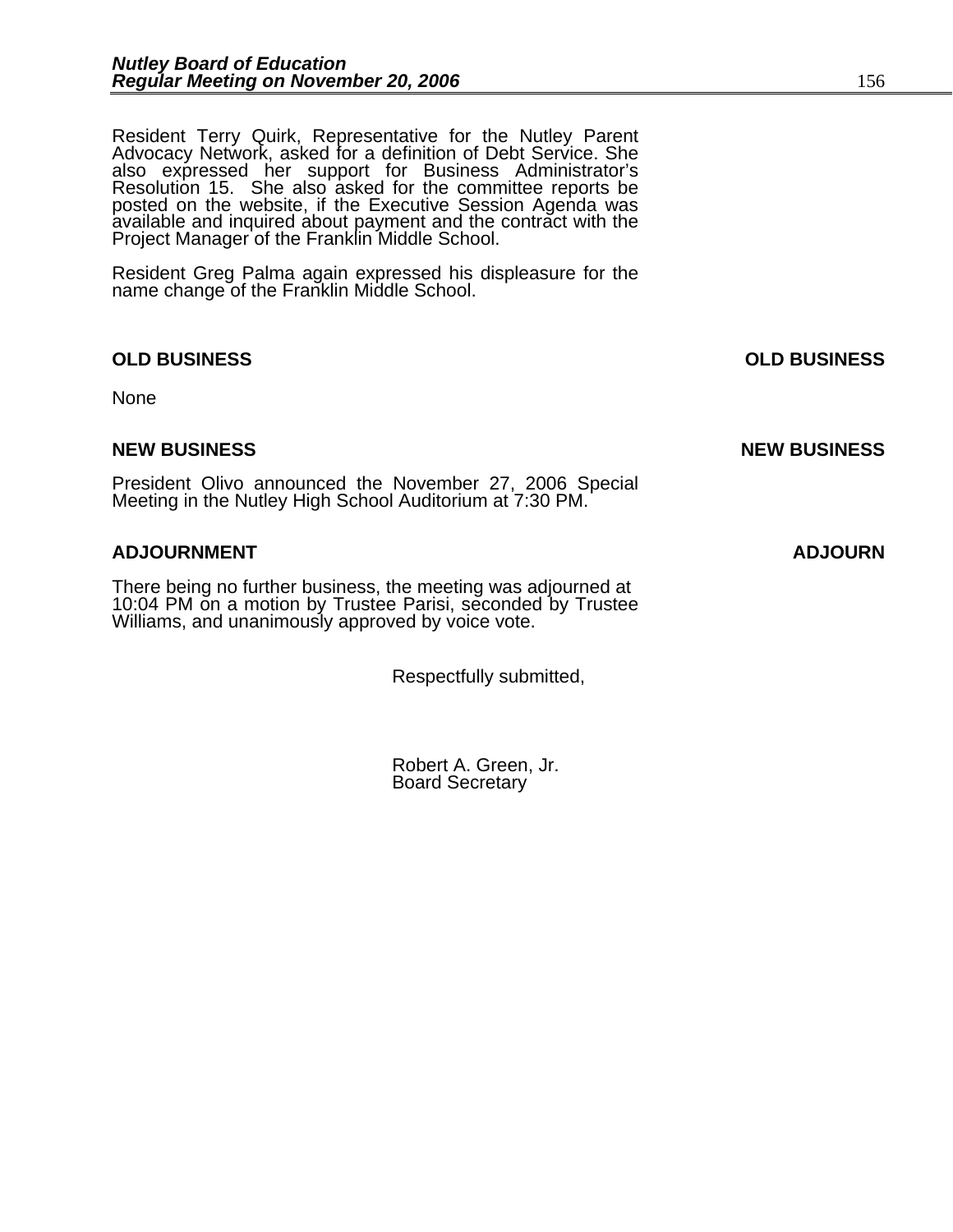Resident Terry Quirk, Representative for the Nutley Parent Advocacy Network, asked for a definition of Debt Service. She also expressed her support for Business Administrator's Resolution 15. She also asked for the committee reports be posted on the website, if the Executive Session Agenda was available and inquired about payment and the contract with the Project Manager of the Franklin Middle School.

Resident Greg Palma again expressed his displeasure for the name change of the Franklin Middle School.

**OLD BUSINESS** **OLD BUSINESS**

None

**NEW BUSINESS** **NEW BUSINESS**

President Olivo announced the November 27, 2006 Special Meeting in the Nutley High School Auditorium at 7:30 PM.

**ADJOURNMENT** **ADJOURN**

There being no further business, the meeting was adjourned at 10:04 PM on a motion by Trustee Parisi, seconded by Trustee Williams, and unanimously approved by voice vote.

Respectfully submitted,

Robert A. Green, Jr.
Board Secretary